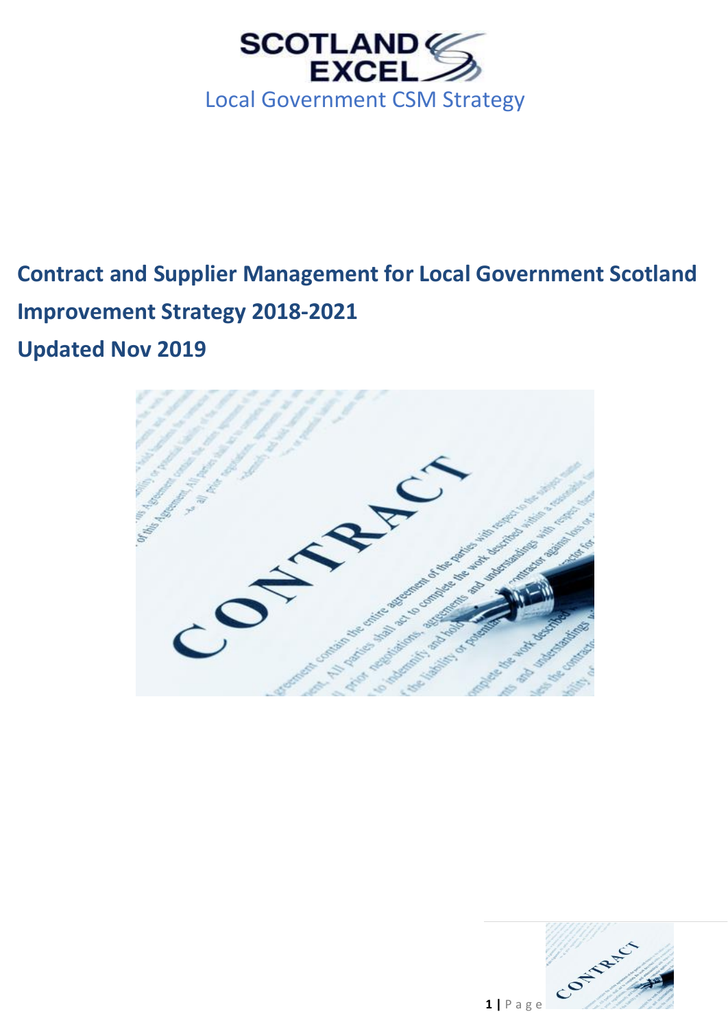SCOTLAND EXCEL

Local Government CSM Strategy

# Contract and Supplier Management for Local Government Scotland Improvement Strategy 2018-2021

## Updated Nov 2019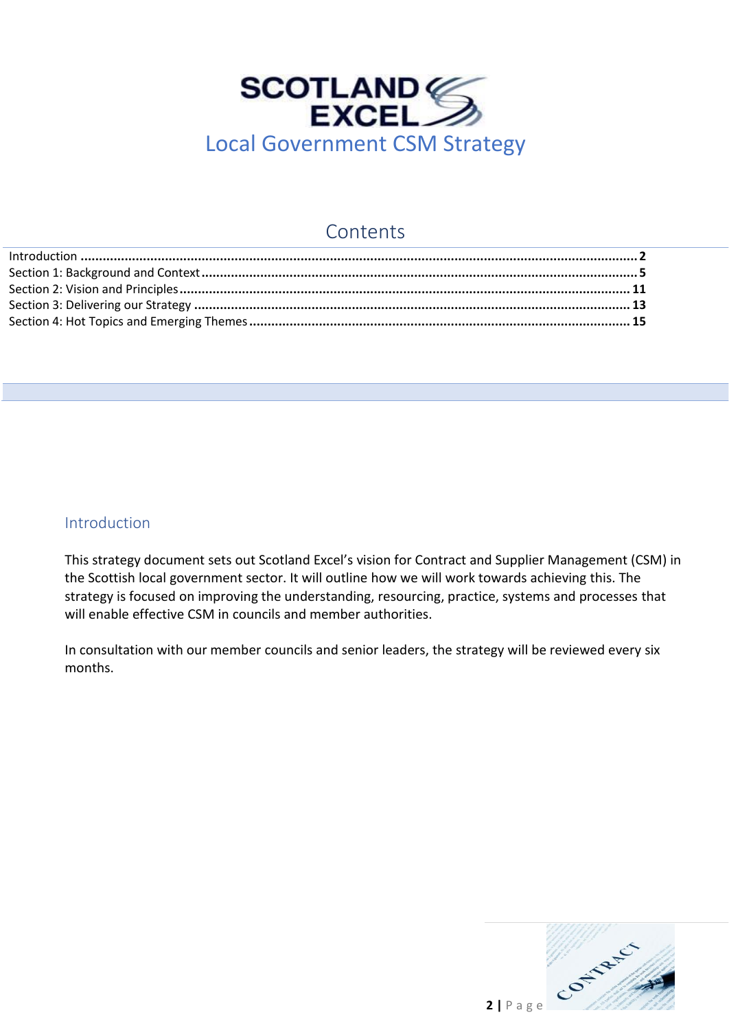# Local Government CSM Strategy

## Contents

Introduction .......... 2
Section 1: Background and Context .......... 5
Section 2: Vision and Principles .......... 11
Section 3: Delivering our Strategy .......... 13
Section 4: Hot Topics and Emerging Themes .......... 15

## Introduction

This strategy document sets out Scotland Excel's vision for Contract and Supplier Management (CSM) in the Scottish local government sector. It will outline how we will work towards achieving this. The strategy is focused on improving the understanding, resourcing, practice, systems and processes that will enable effective CSM in councils and member authorities.

In consultation with our member councils and senior leaders, the strategy will be reviewed every six months.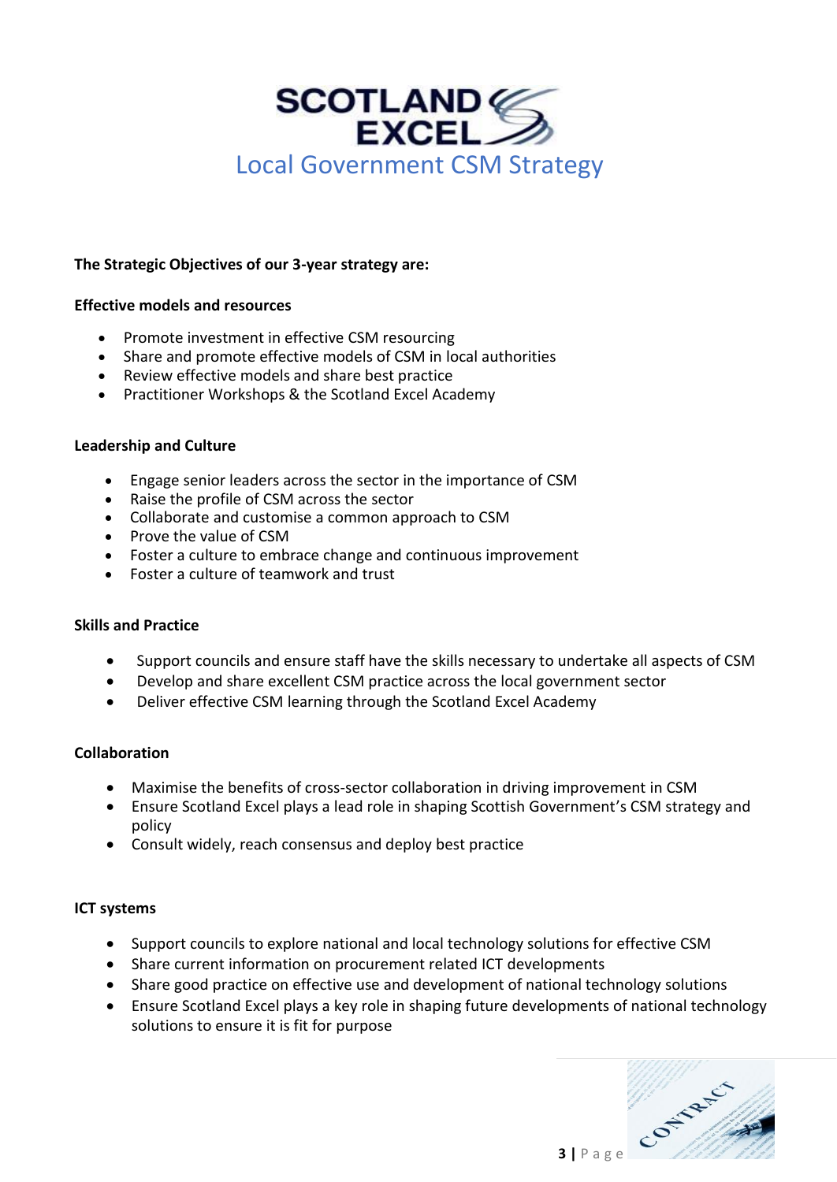# Local Government CSM Strategy

**The Strategic Objectives of our 3-year strategy are:**

**Effective models and resources**

- Promote investment in effective CSM resourcing
- Share and promote effective models of CSM in local authorities
- Review effective models and share best practice
- Practitioner Workshops & the Scotland Excel Academy

**Leadership and Culture**

- Engage senior leaders across the sector in the importance of CSM
- Raise the profile of CSM across the sector
- Collaborate and customise a common approach to CSM
- Prove the value of CSM
- Foster a culture to embrace change and continuous improvement
- Foster a culture of teamwork and trust

**Skills and Practice**

- Support councils and ensure staff have the skills necessary to undertake all aspects of CSM
- Develop and share excellent CSM practice across the local government sector
- Deliver effective CSM learning through the Scotland Excel Academy

**Collaboration**

- Maximise the benefits of cross-sector collaboration in driving improvement in CSM
- Ensure Scotland Excel plays a lead role in shaping Scottish Government's CSM strategy and policy
- Consult widely, reach consensus and deploy best practice

**ICT systems**

- Support councils to explore national and local technology solutions for effective CSM
- Share current information on procurement related ICT developments
- Share good practice on effective use and development of national technology solutions
- Ensure Scotland Excel plays a key role in shaping future developments of national technology solutions to ensure it is fit for purpose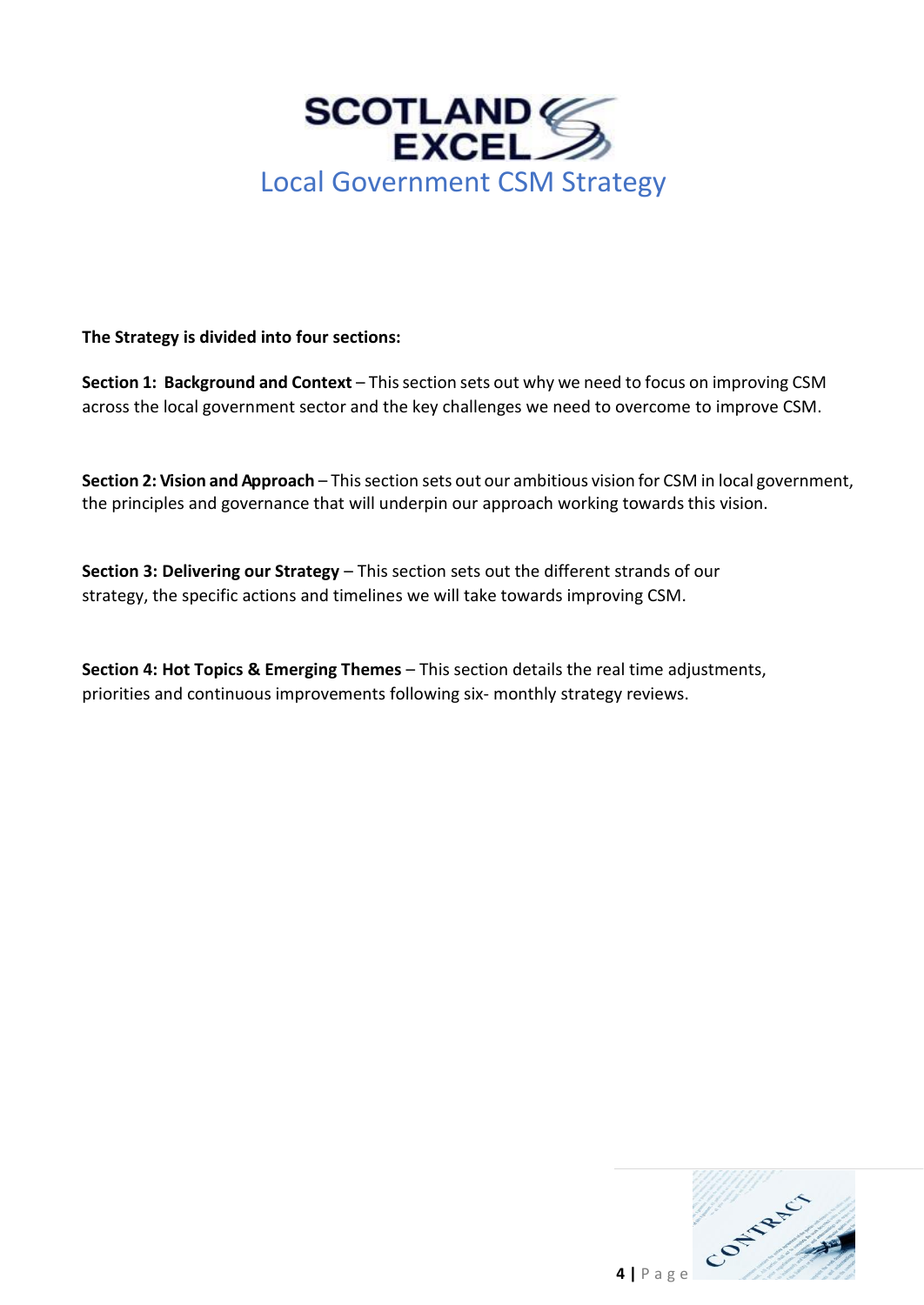# Local Government CSM Strategy

**The Strategy is divided into four sections:**

**Section 1: Background and Context** – This section sets out why we need to focus on improving CSM across the local government sector and the key challenges we need to overcome to improve CSM.

**Section 2: Vision and Approach** – This section sets out our ambitious vision for CSM in local government, the principles and governance that will underpin our approach working towards this vision.

**Section 3: Delivering our Strategy** – This section sets out the different strands of our strategy, the specific actions and timelines we will take towards improving CSM.

**Section 4: Hot Topics & Emerging Themes** – This section details the real time adjustments, priorities and continuous improvements following six- monthly strategy reviews.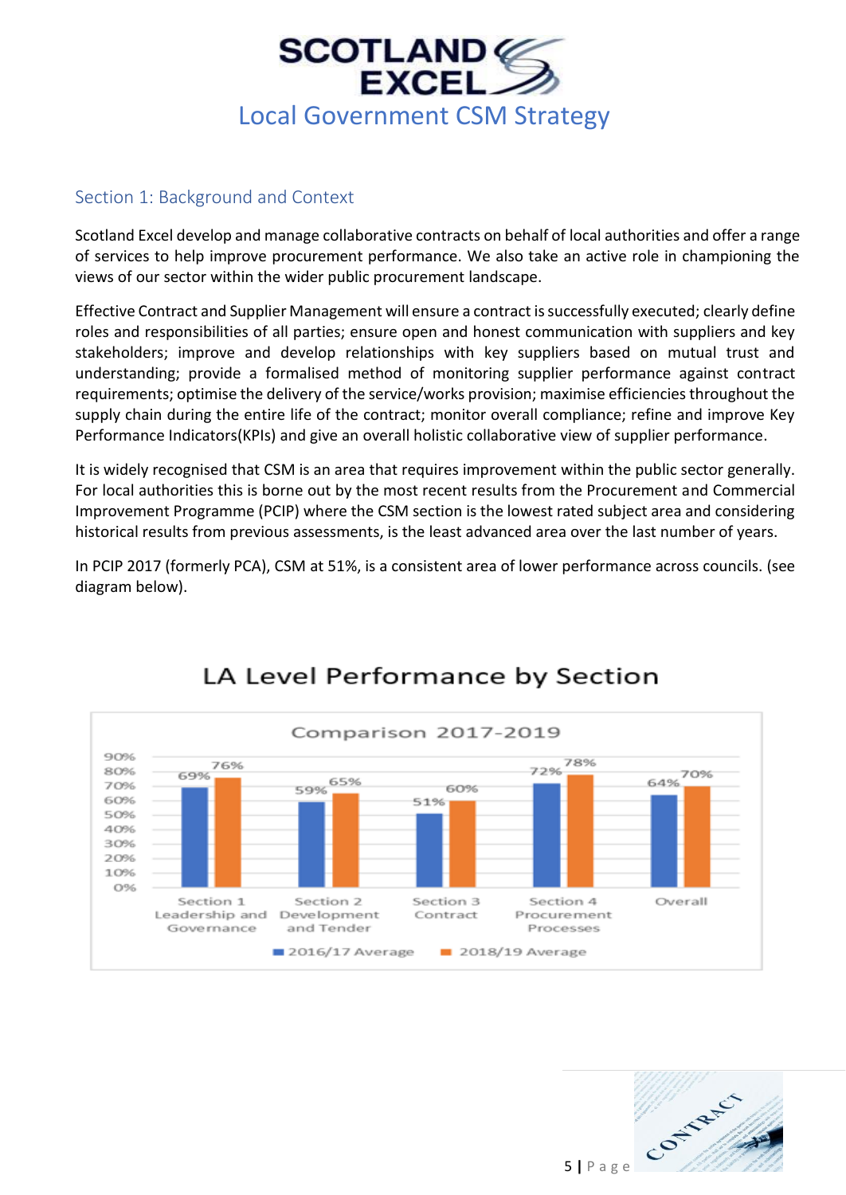# Local Government CSM Strategy

## Section 1: Background and Context

Scotland Excel develop and manage collaborative contracts on behalf of local authorities and offer a range of services to help improve procurement performance. We also take an active role in championing the views of our sector within the wider public procurement landscape.

Effective Contract and Supplier Management will ensure a contract is successfully executed; clearly define roles and responsibilities of all parties; ensure open and honest communication with suppliers and key stakeholders; improve and develop relationships with key suppliers based on mutual trust and understanding; provide a formalised method of monitoring supplier performance against contract requirements; optimise the delivery of the service/works provision; maximise efficiencies throughout the supply chain during the entire life of the contract; monitor overall compliance; refine and improve Key Performance Indicators(KPIs) and give an overall holistic collaborative view of supplier performance.

It is widely recognised that CSM is an area that requires improvement within the public sector generally. For local authorities this is borne out by the most recent results from the Procurement and Commercial Improvement Programme (PCIP) where the CSM section is the lowest rated subject area and considering historical results from previous assessments, is the least advanced area over the last number of years.

In PCIP 2017 (formerly PCA), CSM at 51%, is a consistent area of lower performance across councils. (see diagram below).

**LA Level Performance by Section**

Comparison 2017-2019

| Section | 2016/17 Average | 2018/19 Average |
|---|---|---|
| Section 1 Leadership and Governance | 69% | 76% |
| Section 2 Development and Tender | 59% | 65% |
| Section 3 Contract | 51% | 60% |
| Section 4 Procurement Processes | 72% | 78% |
| Overall | 64% | 70% |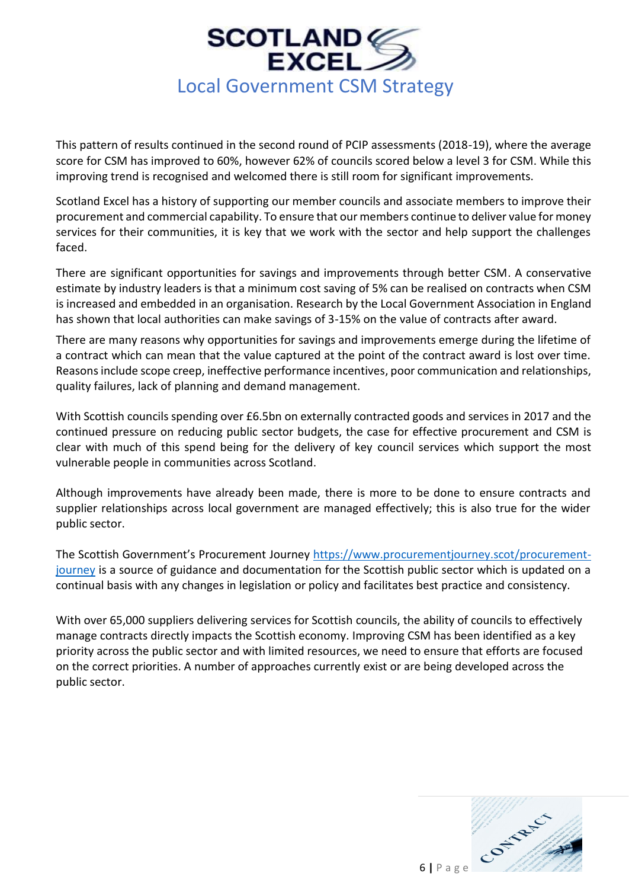This pattern of results continued in the second round of PCIP assessments (2018-19), where the average score for CSM has improved to 60%, however 62% of councils scored below a level 3 for CSM. While this improving trend is recognised and welcomed there is still room for significant improvements.

Scotland Excel has a history of supporting our member councils and associate members to improve their procurement and commercial capability. To ensure that our members continue to deliver value for money services for their communities, it is key that we work with the sector and help support the challenges faced.

There are significant opportunities for savings and improvements through better CSM. A conservative estimate by industry leaders is that a minimum cost saving of 5% can be realised on contracts when CSM is increased and embedded in an organisation. Research by the Local Government Association in England has shown that local authorities can make savings of 3-15% on the value of contracts after award.

There are many reasons why opportunities for savings and improvements emerge during the lifetime of a contract which can mean that the value captured at the point of the contract award is lost over time. Reasons include scope creep, ineffective performance incentives, poor communication and relationships, quality failures, lack of planning and demand management.

With Scottish councils spending over £6.5bn on externally contracted goods and services in 2017 and the continued pressure on reducing public sector budgets, the case for effective procurement and CSM is clear with much of this spend being for the delivery of key council services which support the most vulnerable people in communities across Scotland.

Although improvements have already been made, there is more to be done to ensure contracts and supplier relationships across local government are managed effectively; this is also true for the wider public sector.

The Scottish Government's Procurement Journey https://www.procurementjourney.scot/procurement-journey is a source of guidance and documentation for the Scottish public sector which is updated on a continual basis with any changes in legislation or policy and facilitates best practice and consistency.

With over 65,000 suppliers delivering services for Scottish councils, the ability of councils to effectively manage contracts directly impacts the Scottish economy. Improving CSM has been identified as a key priority across the public sector and with limited resources, we need to ensure that efforts are focused on the correct priorities. A number of approaches currently exist or are being developed across the public sector.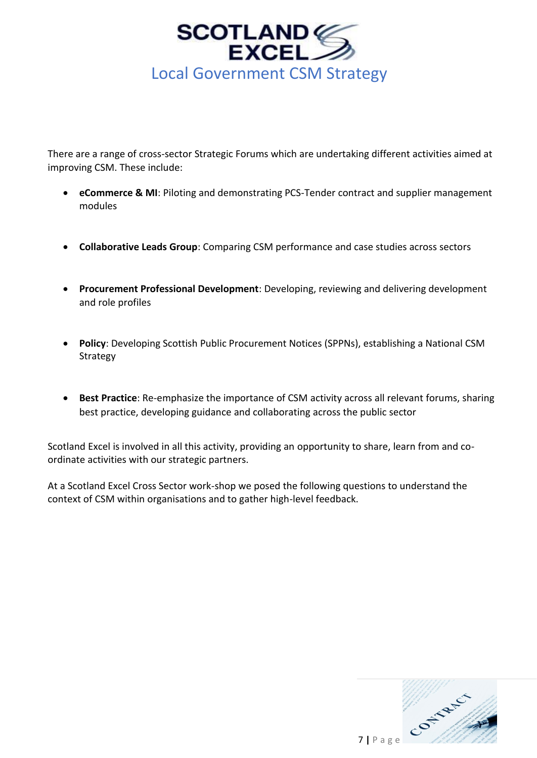There are a range of cross-sector Strategic Forums which are undertaking different activities aimed at improving CSM. These include:

- **eCommerce & MI**: Piloting and demonstrating PCS-Tender contract and supplier management modules
- **Collaborative Leads Group**: Comparing CSM performance and case studies across sectors
- **Procurement Professional Development**: Developing, reviewing and delivering development and role profiles
- **Policy**: Developing Scottish Public Procurement Notices (SPPNs), establishing a National CSM Strategy
- **Best Practice**: Re-emphasize the importance of CSM activity across all relevant forums, sharing best practice, developing guidance and collaborating across the public sector

Scotland Excel is involved in all this activity, providing an opportunity to share, learn from and co-ordinate activities with our strategic partners.

At a Scotland Excel Cross Sector work-shop we posed the following questions to understand the context of CSM within organisations and to gather high-level feedback.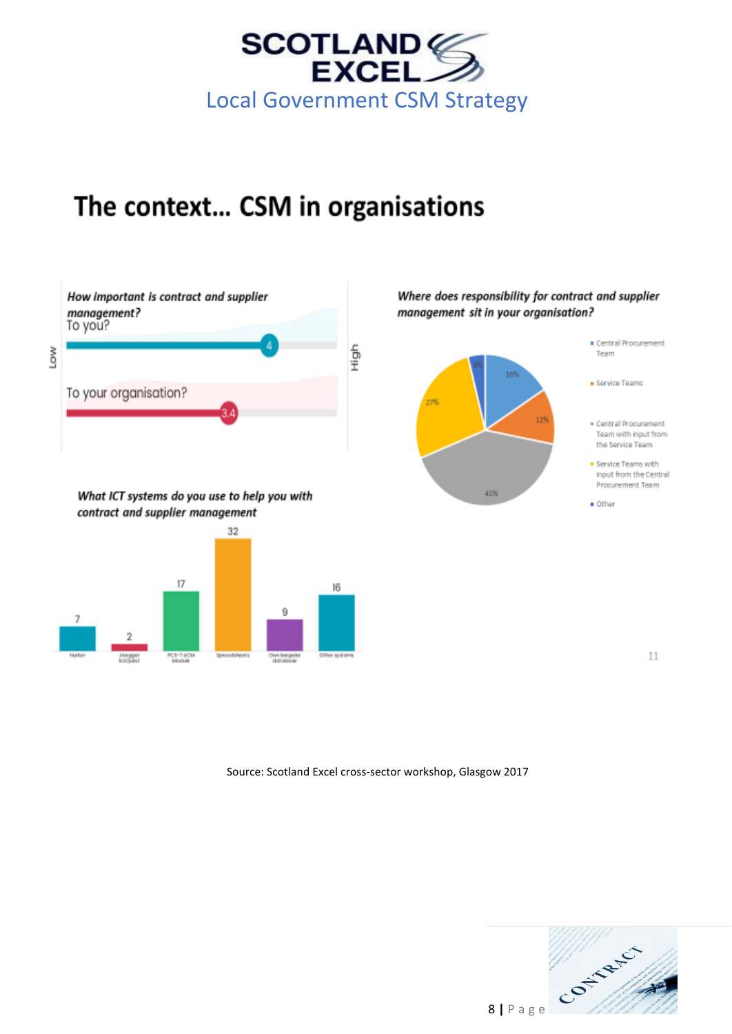# The context... CSM in organisations

*How important is contract and supplier management?*

To you? — 4

To your organisation? — 3.4

Low — High

*Where does responsibility for contract and supplier management sit in your organisation?*

- Central Procurement Team — 16%
- Service Teams — 12%
- Central Procurement Team with input from the Service Team — 41%
- Service Teams with input from the Central Procurement Team — 27%
- Other — 4%

*What ICT systems do you use to help you with contract and supplier management*

| System | Count |
| --- | --- |
| Hunter | 7 |
| Jaegger SciQuest | 2 |
| PCS-T eCM Module | 17 |
| Spreadsheets | 32 |
| Own bespoke database | 9 |
| Other systems | 16 |

11

Source: Scotland Excel cross-sector workshop, Glasgow 2017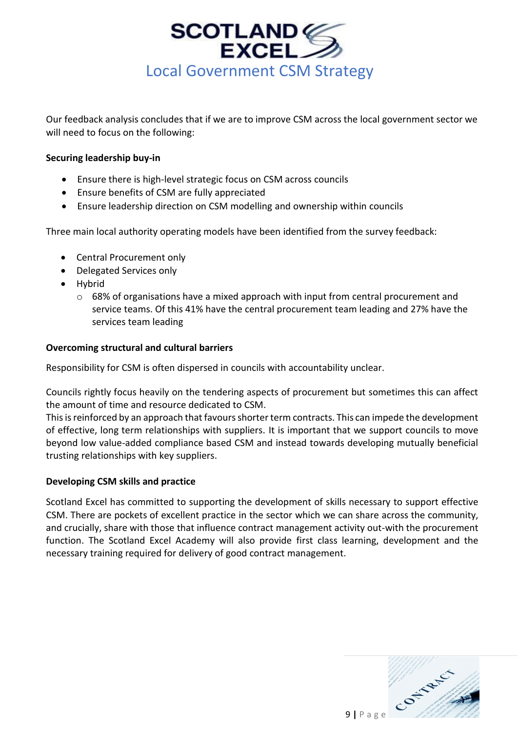Our feedback analysis concludes that if we are to improve CSM across the local government sector we will need to focus on the following:

**Securing leadership buy-in**

- Ensure there is high-level strategic focus on CSM across councils
- Ensure benefits of CSM are fully appreciated
- Ensure leadership direction on CSM modelling and ownership within councils

Three main local authority operating models have been identified from the survey feedback:

- Central Procurement only
- Delegated Services only
- Hybrid
  - 68% of organisations have a mixed approach with input from central procurement and service teams. Of this 41% have the central procurement team leading and 27% have the services team leading

**Overcoming structural and cultural barriers**

Responsibility for CSM is often dispersed in councils with accountability unclear.

Councils rightly focus heavily on the tendering aspects of procurement but sometimes this can affect the amount of time and resource dedicated to CSM.
This is reinforced by an approach that favours shorter term contracts. This can impede the development of effective, long term relationships with suppliers. It is important that we support councils to move beyond low value-added compliance based CSM and instead towards developing mutually beneficial trusting relationships with key suppliers.

**Developing CSM skills and practice**

Scotland Excel has committed to supporting the development of skills necessary to support effective CSM. There are pockets of excellent practice in the sector which we can share across the community, and crucially, share with those that influence contract management activity out-with the procurement function. The Scotland Excel Academy will also provide first class learning, development and the necessary training required for delivery of good contract management.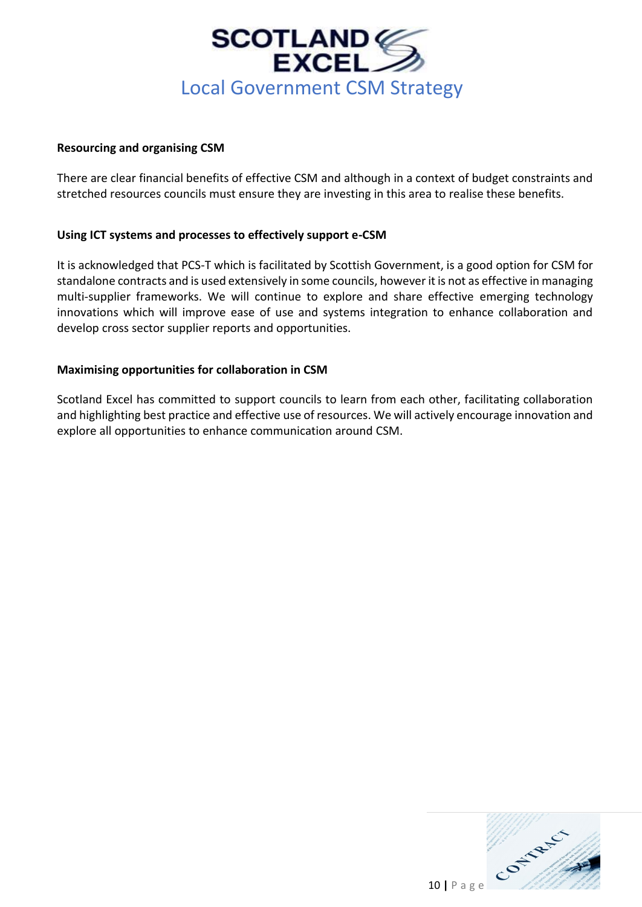**Resourcing and organising CSM**

There are clear financial benefits of effective CSM and although in a context of budget constraints and stretched resources councils must ensure they are investing in this area to realise these benefits.

**Using ICT systems and processes to effectively support e-CSM**

It is acknowledged that PCS-T which is facilitated by Scottish Government, is a good option for CSM for standalone contracts and is used extensively in some councils, however it is not as effective in managing multi-supplier frameworks. We will continue to explore and share effective emerging technology innovations which will improve ease of use and systems integration to enhance collaboration and develop cross sector supplier reports and opportunities.

**Maximising opportunities for collaboration in CSM**

Scotland Excel has committed to support councils to learn from each other, facilitating collaboration and highlighting best practice and effective use of resources. We will actively encourage innovation and explore all opportunities to enhance communication around CSM.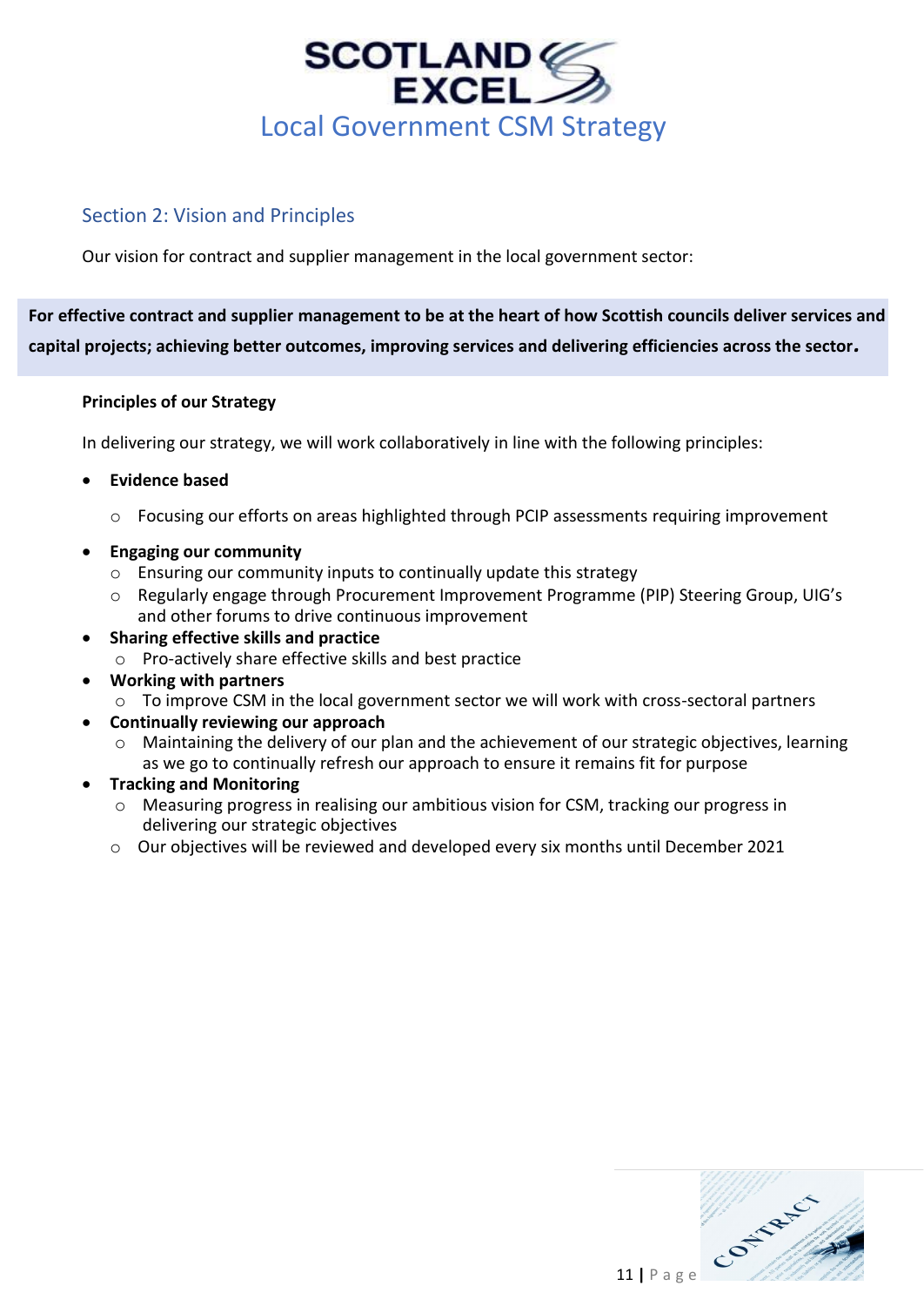## Section 2: Vision and Principles

Our vision for contract and supplier management in the local government sector:

**For effective contract and supplier management to be at the heart of how Scottish councils deliver services and capital projects; achieving better outcomes, improving services and delivering efficiencies across the sector.**

**Principles of our Strategy**

In delivering our strategy, we will work collaboratively in line with the following principles:

- **Evidence based**
  - Focusing our efforts on areas highlighted through PCIP assessments requiring improvement
- **Engaging our community**
  - Ensuring our community inputs to continually update this strategy
  - Regularly engage through Procurement Improvement Programme (PIP) Steering Group, UIG's and other forums to drive continuous improvement
- **Sharing effective skills and practice**
  - Pro-actively share effective skills and best practice
- **Working with partners**
  - To improve CSM in the local government sector we will work with cross-sectoral partners
- **Continually reviewing our approach**
  - Maintaining the delivery of our plan and the achievement of our strategic objectives, learning as we go to continually refresh our approach to ensure it remains fit for purpose
- **Tracking and Monitoring**
  - Measuring progress in realising our ambitious vision for CSM, tracking our progress in delivering our strategic objectives
  - Our objectives will be reviewed and developed every six months until December 2021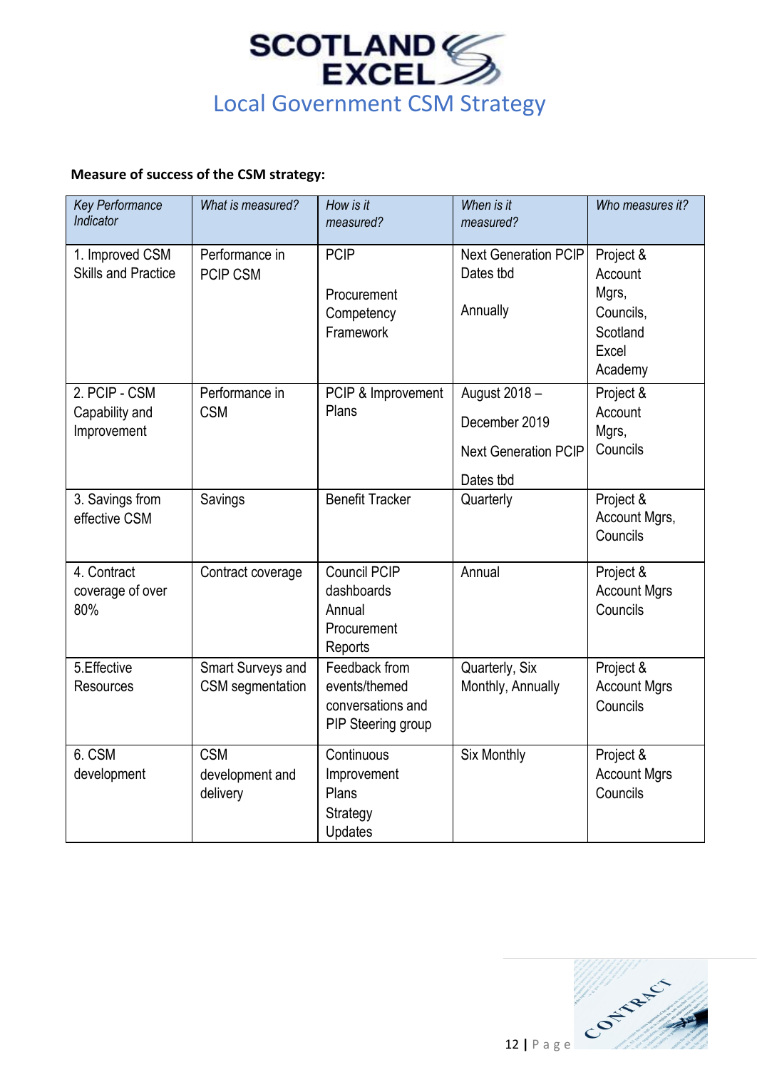# Local Government CSM Strategy

**Measure of success of the CSM strategy:**

| *Key Performance Indicator* | *What is measured?* | *How is it measured?* | *When is it measured?* | *Who measures it?* |
|---|---|---|---|---|
| 1. Improved CSM Skills and Practice | Performance in PCIP CSM | PCIP<br><br>Procurement Competency Framework | Next Generation PCIP Dates tbd<br><br>Annually | Project & Account Mgrs, Councils, Scotland Excel Academy |
| 2. PCIP - CSM Capability and Improvement | Performance in CSM | PCIP & Improvement Plans | August 2018 – December 2019<br><br>Next Generation PCIP Dates tbd | Project & Account Mgrs, Councils |
| 3. Savings from effective CSM | Savings | Benefit Tracker | Quarterly | Project & Account Mgrs, Councils |
| 4. Contract coverage of over 80% | Contract coverage | Council PCIP dashboards Annual Procurement Reports | Annual | Project & Account Mgrs Councils |
| 5.Effective Resources | Smart Surveys and CSM segmentation | Feedback from events/themed conversations and PIP Steering group | Quarterly, Six Monthly, Annually | Project & Account Mgrs Councils |
| 6. CSM development | CSM development and delivery | Continuous Improvement Plans Strategy Updates | Six Monthly | Project & Account Mgrs Councils |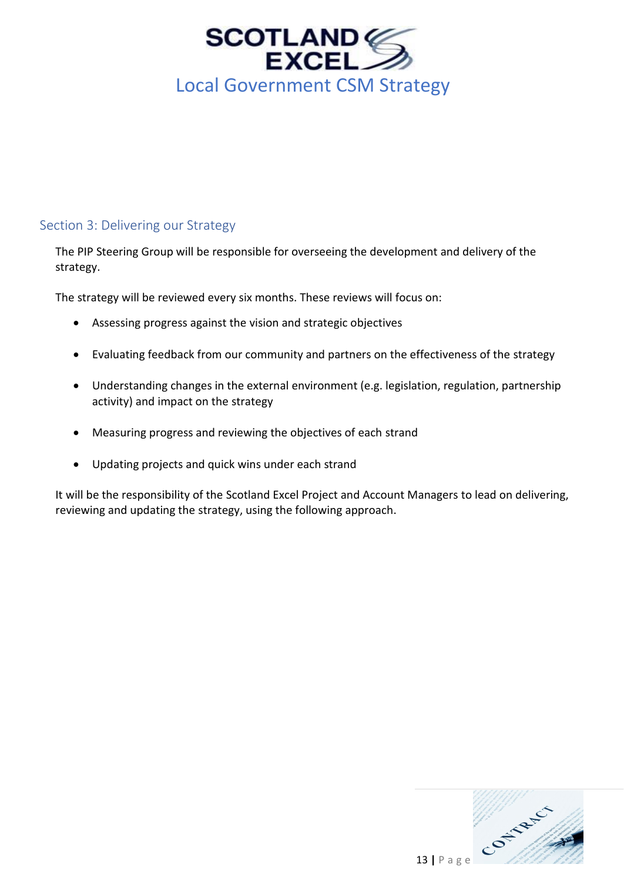## Section 3: Delivering our Strategy

The PIP Steering Group will be responsible for overseeing the development and delivery of the strategy.

The strategy will be reviewed every six months. These reviews will focus on:

- Assessing progress against the vision and strategic objectives
- Evaluating feedback from our community and partners on the effectiveness of the strategy
- Understanding changes in the external environment (e.g. legislation, regulation, partnership activity) and impact on the strategy
- Measuring progress and reviewing the objectives of each strand
- Updating projects and quick wins under each strand

It will be the responsibility of the Scotland Excel Project and Account Managers to lead on delivering, reviewing and updating the strategy, using the following approach.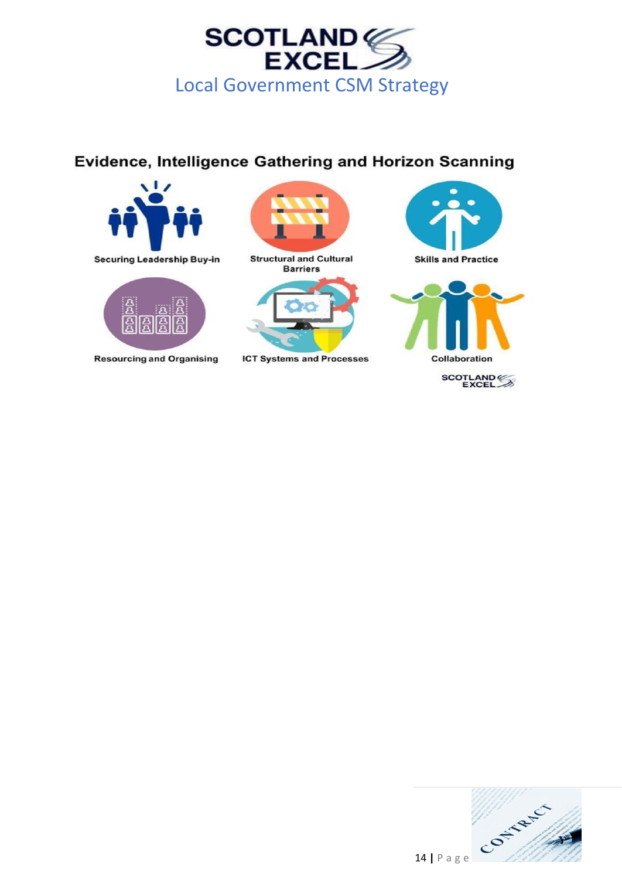## Evidence, Intelligence Gathering and Horizon Scanning

Securing Leadership Buy-in

Structural and Cultural Barriers

Skills and Practice

Resourcing and Organising

ICT Systems and Processes

Collaboration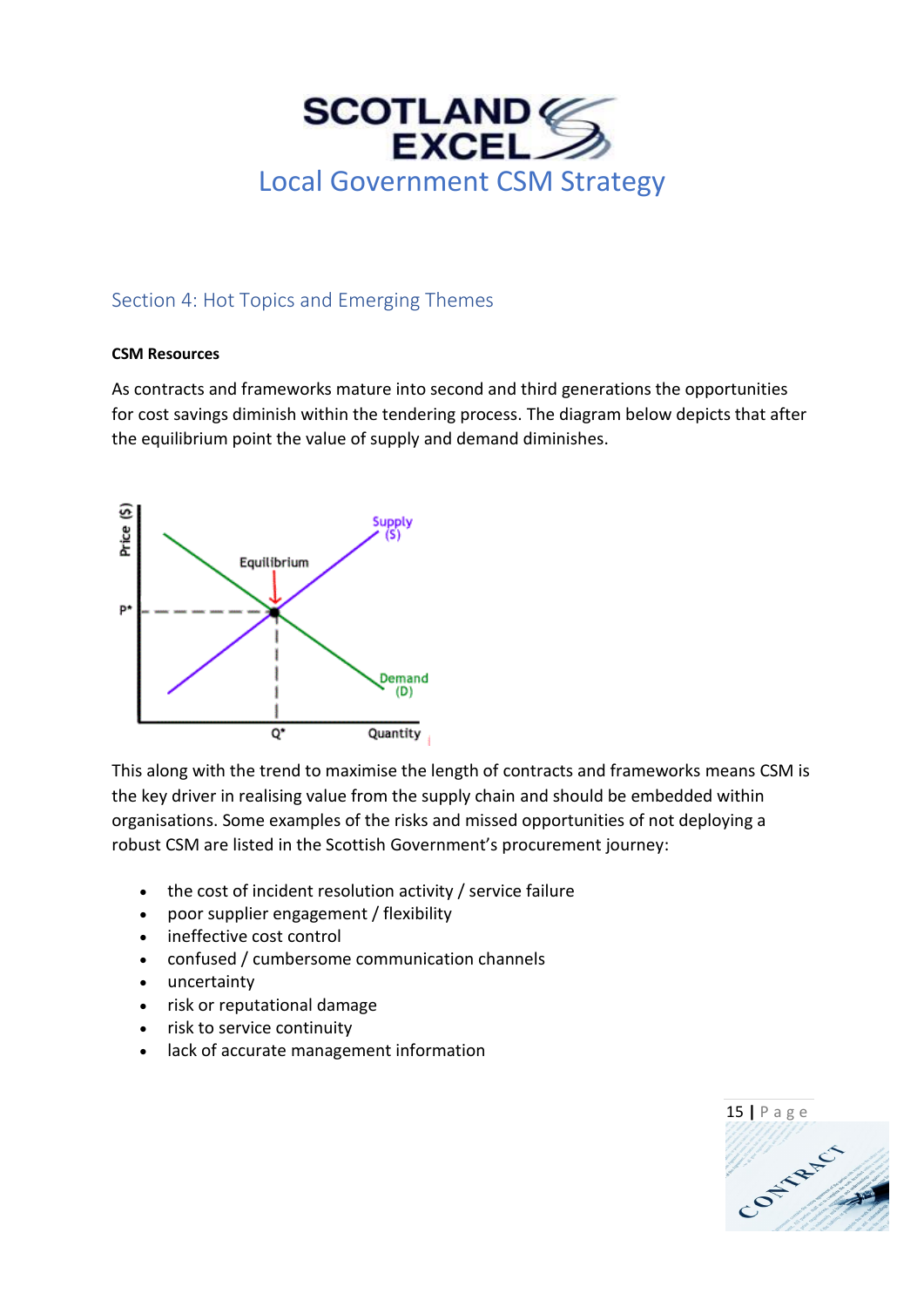## Section 4: Hot Topics and Emerging Themes

**CSM Resources**

As contracts and frameworks mature into second and third generations the opportunities for cost savings diminish within the tendering process. The diagram below depicts that after the equilibrium point the value of supply and demand diminishes.

This along with the trend to maximise the length of contracts and frameworks means CSM is the key driver in realising value from the supply chain and should be embedded within organisations. Some examples of the risks and missed opportunities of not deploying a robust CSM are listed in the Scottish Government's procurement journey:

- the cost of incident resolution activity / service failure
- poor supplier engagement / flexibility
- ineffective cost control
- confused / cumbersome communication channels
- uncertainty
- risk or reputational damage
- risk to service continuity
- lack of accurate management information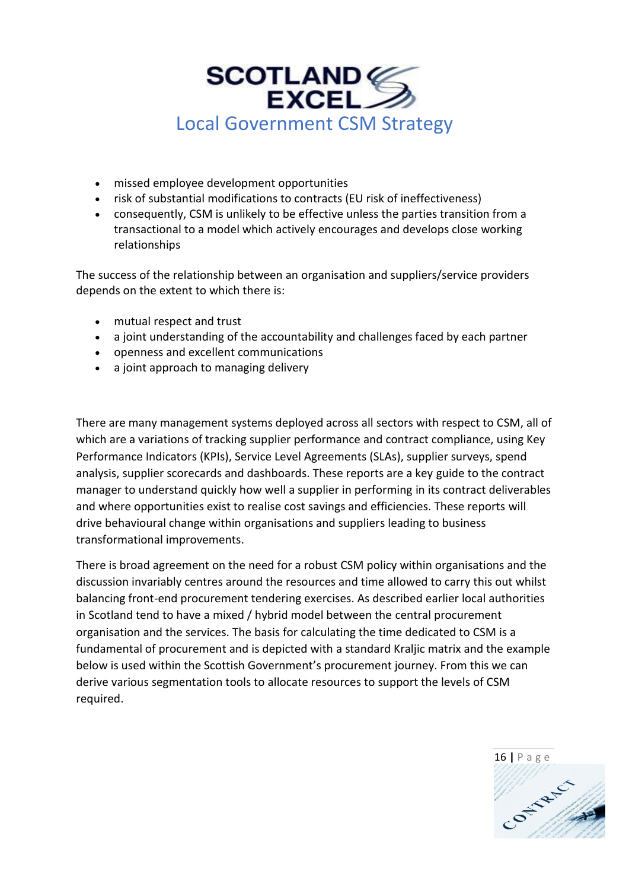- missed employee development opportunities
- risk of substantial modifications to contracts (EU risk of ineffectiveness)
- consequently, CSM is unlikely to be effective unless the parties transition from a transactional to a model which actively encourages and develops close working relationships

The success of the relationship between an organisation and suppliers/service providers depends on the extent to which there is:

- mutual respect and trust
- a joint understanding of the accountability and challenges faced by each partner
- openness and excellent communications
- a joint approach to managing delivery

There are many management systems deployed across all sectors with respect to CSM, all of which are a variations of tracking supplier performance and contract compliance, using Key Performance Indicators (KPIs), Service Level Agreements (SLAs), supplier surveys, spend analysis, supplier scorecards and dashboards. These reports are a key guide to the contract manager to understand quickly how well a supplier in performing in its contract deliverables and where opportunities exist to realise cost savings and efficiencies. These reports will drive behavioural change within organisations and suppliers leading to business transformational improvements.

There is broad agreement on the need for a robust CSM policy within organisations and the discussion invariably centres around the resources and time allowed to carry this out whilst balancing front-end procurement tendering exercises. As described earlier local authorities in Scotland tend to have a mixed / hybrid model between the central procurement organisation and the services. The basis for calculating the time dedicated to CSM is a fundamental of procurement and is depicted with a standard Kraljic matrix and the example below is used within the Scottish Government's procurement journey. From this we can derive various segmentation tools to allocate resources to support the levels of CSM required.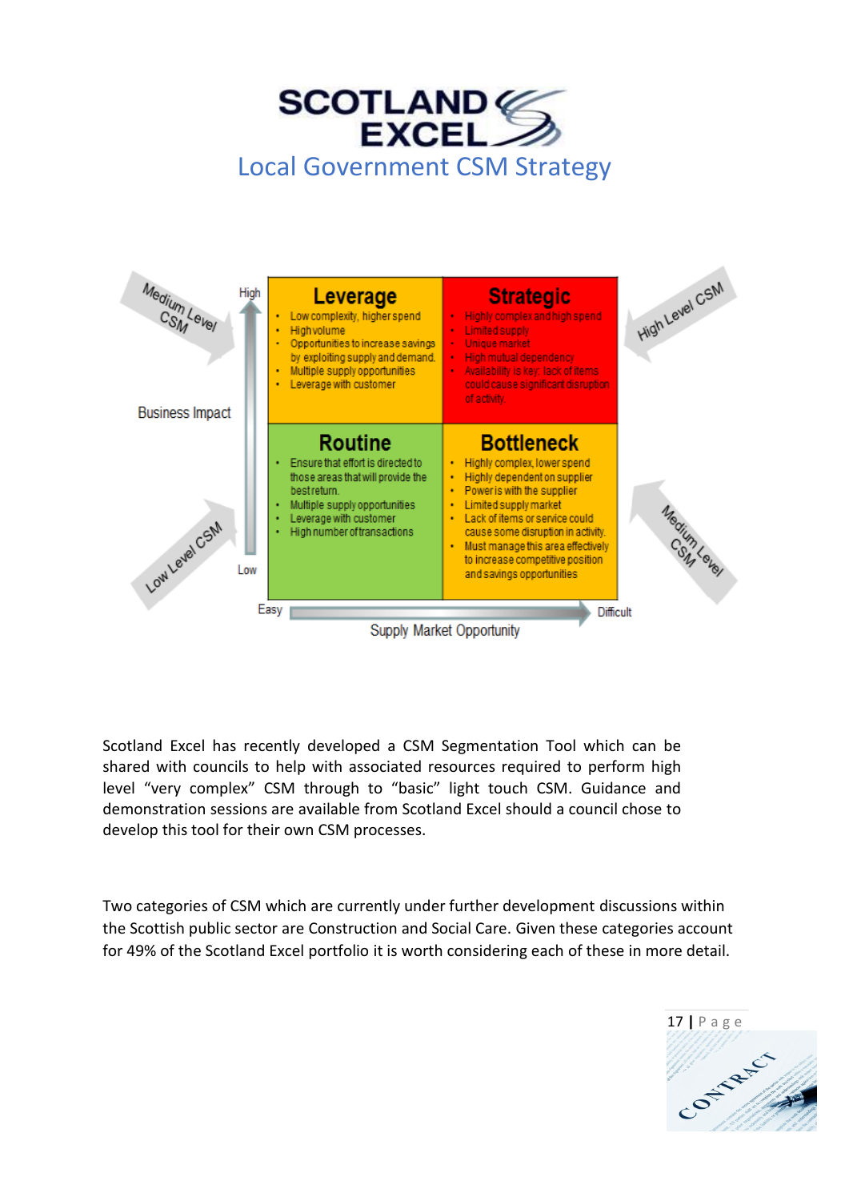# Local Government CSM Strategy

**Business Impact** (High / Low) vs **Supply Market Opportunity** (Easy / Difficult)

| | Easy | Difficult |
|---|---|---|
| **High** | **Leverage** (Medium Level CSM)<br>• Low complexity, higher spend<br>• High volume<br>• Opportunities to increase savings by exploiting supply and demand.<br>• Multiple supply opportunities<br>• Leverage with customer | **Strategic** (High Level CSM)<br>• Highly complex and high spend<br>• Limited supply<br>• Unique market<br>• High mutual dependency<br>• Availability is key: lack of items could cause significant disruption of activity. |
| **Low** | **Routine** (Low Level CSM)<br>• Ensure that effort is directed to those areas that will provide the best return.<br>• Multiple supply opportunities<br>• Leverage with customer<br>• High number of transactions | **Bottleneck** (Medium Level CSM)<br>• Highly complex, lower spend<br>• Highly dependent on supplier<br>• Power is with the supplier<br>• Limited supply market<br>• Lack of items or service could cause some disruption in activity.<br>• Must manage this area effectively to increase competitive position and savings opportunities |

Scotland Excel has recently developed a CSM Segmentation Tool which can be shared with councils to help with associated resources required to perform high level "very complex" CSM through to "basic" light touch CSM. Guidance and demonstration sessions are available from Scotland Excel should a council chose to develop this tool for their own CSM processes.

Two categories of CSM which are currently under further development discussions within the Scottish public sector are Construction and Social Care. Given these categories account for 49% of the Scotland Excel portfolio it is worth considering each of these in more detail.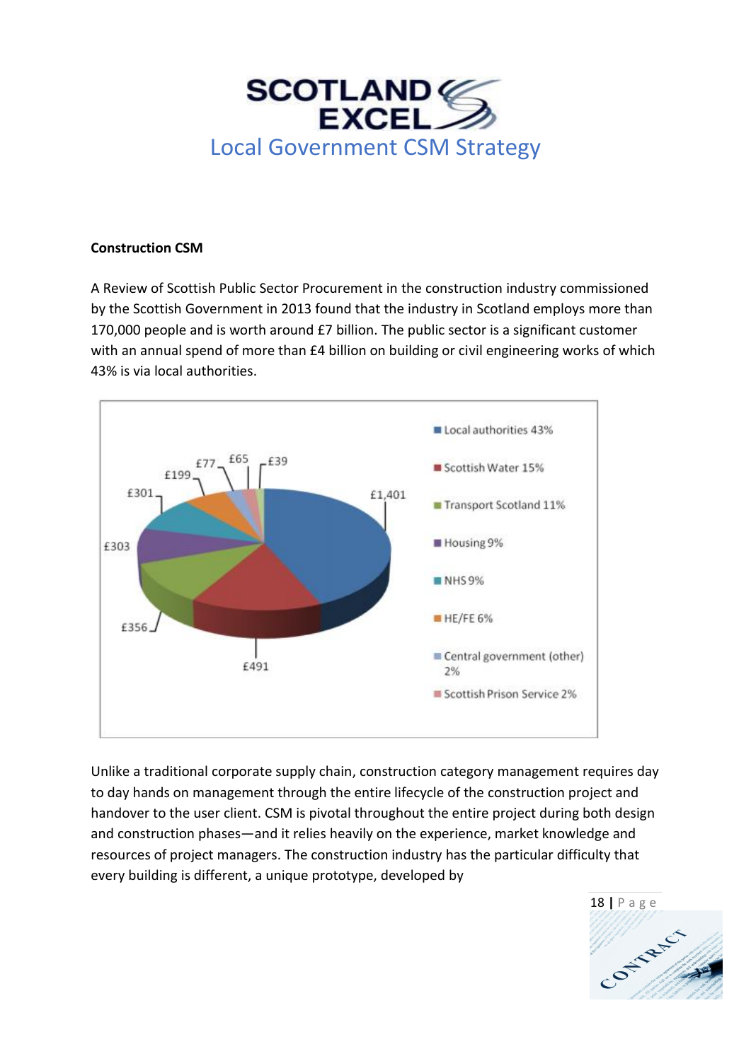**Construction CSM**

A Review of Scottish Public Sector Procurement in the construction industry commissioned by the Scottish Government in 2013 found that the industry in Scotland employs more than 170,000 people and is worth around £7 billion. The public sector is a significant customer with an annual spend of more than £4 billion on building or civil engineering works of which 43% is via local authorities.

| Category | Spend |
| --- | --- |
| Local authorities 43% | £1,401 |
| Scottish Water 15% | £491 |
| Transport Scotland 11% | £356 |
| Housing 9% | £303 |
| NHS 9% | £301 |
| HE/FE 6% | £199 |
| Central government (other) 2% | £77 |
| Scottish Prison Service 2% | £65 |
|  | £39 |

Unlike a traditional corporate supply chain, construction category management requires day to day hands on management through the entire lifecycle of the construction project and handover to the user client. CSM is pivotal throughout the entire project during both design and construction phases—and it relies heavily on the experience, market knowledge and resources of project managers. The construction industry has the particular difficulty that every building is different, a unique prototype, developed by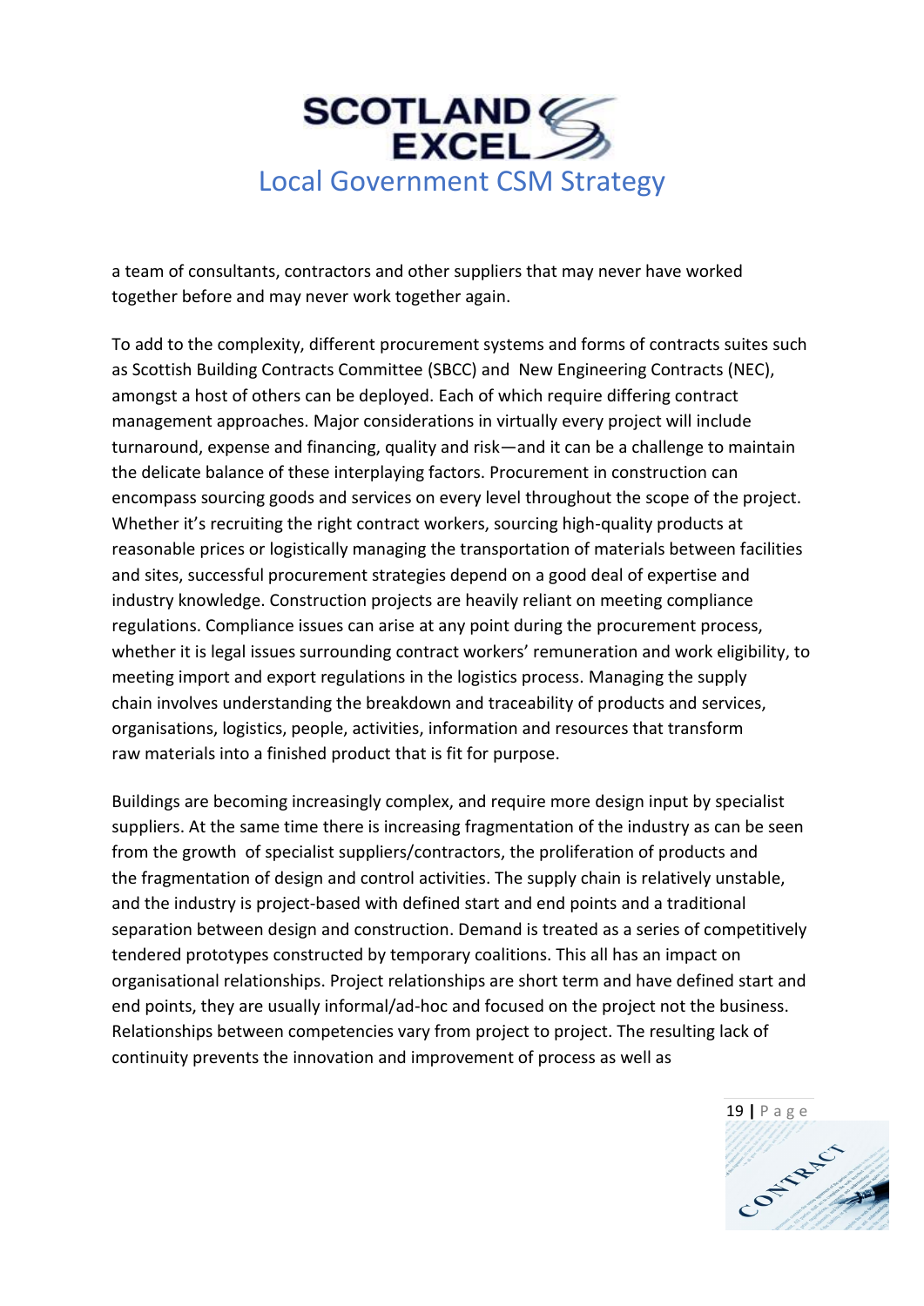a team of consultants, contractors and other suppliers that may never have worked together before and may never work together again.

To add to the complexity, different procurement systems and forms of contracts suites such as Scottish Building Contracts Committee (SBCC) and New Engineering Contracts (NEC), amongst a host of others can be deployed. Each of which require differing contract management approaches. Major considerations in virtually every project will include turnaround, expense and financing, quality and risk—and it can be a challenge to maintain the delicate balance of these interplaying factors. Procurement in construction can encompass sourcing goods and services on every level throughout the scope of the project. Whether it's recruiting the right contract workers, sourcing high-quality products at reasonable prices or logistically managing the transportation of materials between facilities and sites, successful procurement strategies depend on a good deal of expertise and industry knowledge. Construction projects are heavily reliant on meeting compliance regulations. Compliance issues can arise at any point during the procurement process, whether it is legal issues surrounding contract workers' remuneration and work eligibility, to meeting import and export regulations in the logistics process. Managing the supply chain involves understanding the breakdown and traceability of products and services, organisations, logistics, people, activities, information and resources that transform raw materials into a finished product that is fit for purpose.

Buildings are becoming increasingly complex, and require more design input by specialist suppliers. At the same time there is increasing fragmentation of the industry as can be seen from the growth of specialist suppliers/contractors, the proliferation of products and the fragmentation of design and control activities. The supply chain is relatively unstable, and the industry is project-based with defined start and end points and a traditional separation between design and construction. Demand is treated as a series of competitively tendered prototypes constructed by temporary coalitions. This all has an impact on organisational relationships. Project relationships are short term and have defined start and end points, they are usually informal/ad-hoc and focused on the project not the business. Relationships between competencies vary from project to project. The resulting lack of continuity prevents the innovation and improvement of process as well as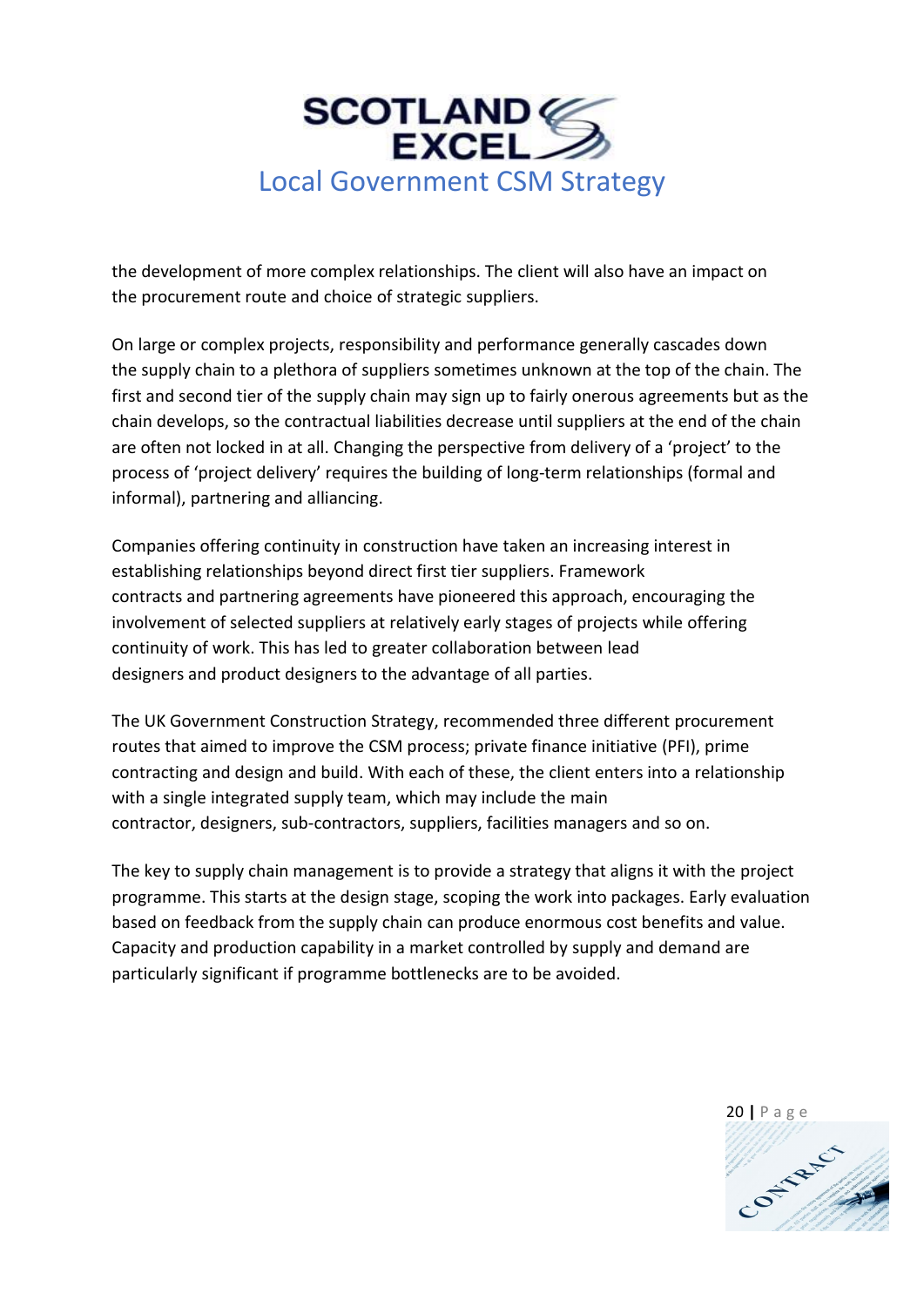the development of more complex relationships. The client will also have an impact on the procurement route and choice of strategic suppliers.

On large or complex projects, responsibility and performance generally cascades down the supply chain to a plethora of suppliers sometimes unknown at the top of the chain. The first and second tier of the supply chain may sign up to fairly onerous agreements but as the chain develops, so the contractual liabilities decrease until suppliers at the end of the chain are often not locked in at all. Changing the perspective from delivery of a 'project' to the process of 'project delivery' requires the building of long-term relationships (formal and informal), partnering and alliancing.

Companies offering continuity in construction have taken an increasing interest in establishing relationships beyond direct first tier suppliers. Framework contracts and partnering agreements have pioneered this approach, encouraging the involvement of selected suppliers at relatively early stages of projects while offering continuity of work. This has led to greater collaboration between lead designers and product designers to the advantage of all parties.

The UK Government Construction Strategy, recommended three different procurement routes that aimed to improve the CSM process; private finance initiative (PFI), prime contracting and design and build. With each of these, the client enters into a relationship with a single integrated supply team, which may include the main contractor, designers, sub-contractors, suppliers, facilities managers and so on.

The key to supply chain management is to provide a strategy that aligns it with the project programme. This starts at the design stage, scoping the work into packages. Early evaluation based on feedback from the supply chain can produce enormous cost benefits and value. Capacity and production capability in a market controlled by supply and demand are particularly significant if programme bottlenecks are to be avoided.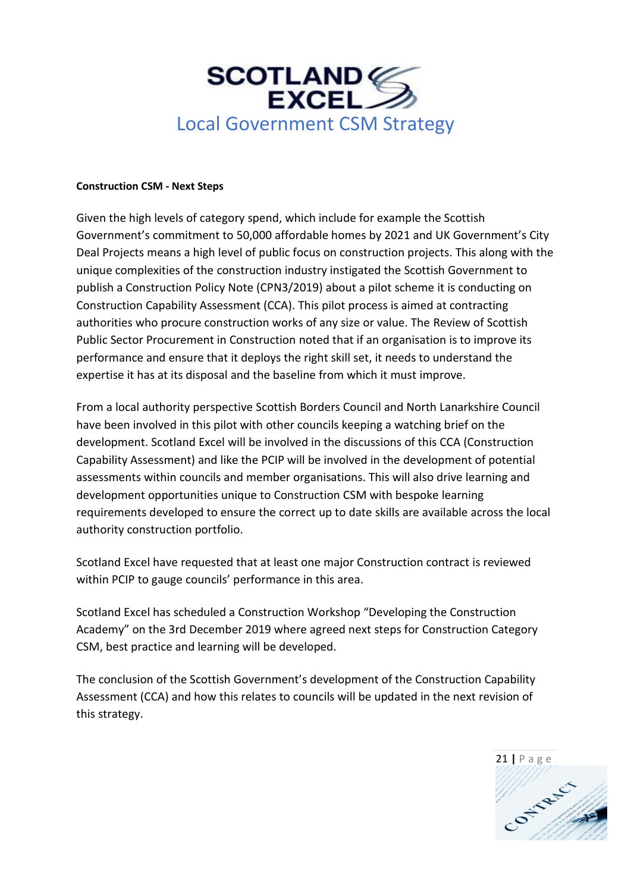**Construction CSM - Next Steps**

Given the high levels of category spend, which include for example the Scottish Government's commitment to 50,000 affordable homes by 2021 and UK Government's City Deal Projects means a high level of public focus on construction projects. This along with the unique complexities of the construction industry instigated the Scottish Government to publish a Construction Policy Note (CPN3/2019) about a pilot scheme it is conducting on Construction Capability Assessment (CCA). This pilot process is aimed at contracting authorities who procure construction works of any size or value. The Review of Scottish Public Sector Procurement in Construction noted that if an organisation is to improve its performance and ensure that it deploys the right skill set, it needs to understand the expertise it has at its disposal and the baseline from which it must improve.

From a local authority perspective Scottish Borders Council and North Lanarkshire Council have been involved in this pilot with other councils keeping a watching brief on the development. Scotland Excel will be involved in the discussions of this CCA (Construction Capability Assessment) and like the PCIP will be involved in the development of potential assessments within councils and member organisations. This will also drive learning and development opportunities unique to Construction CSM with bespoke learning requirements developed to ensure the correct up to date skills are available across the local authority construction portfolio.

Scotland Excel have requested that at least one major Construction contract is reviewed within PCIP to gauge councils' performance in this area.

Scotland Excel has scheduled a Construction Workshop "Developing the Construction Academy" on the 3rd December 2019 where agreed next steps for Construction Category CSM, best practice and learning will be developed.

The conclusion of the Scottish Government's development of the Construction Capability Assessment (CCA) and how this relates to councils will be updated in the next revision of this strategy.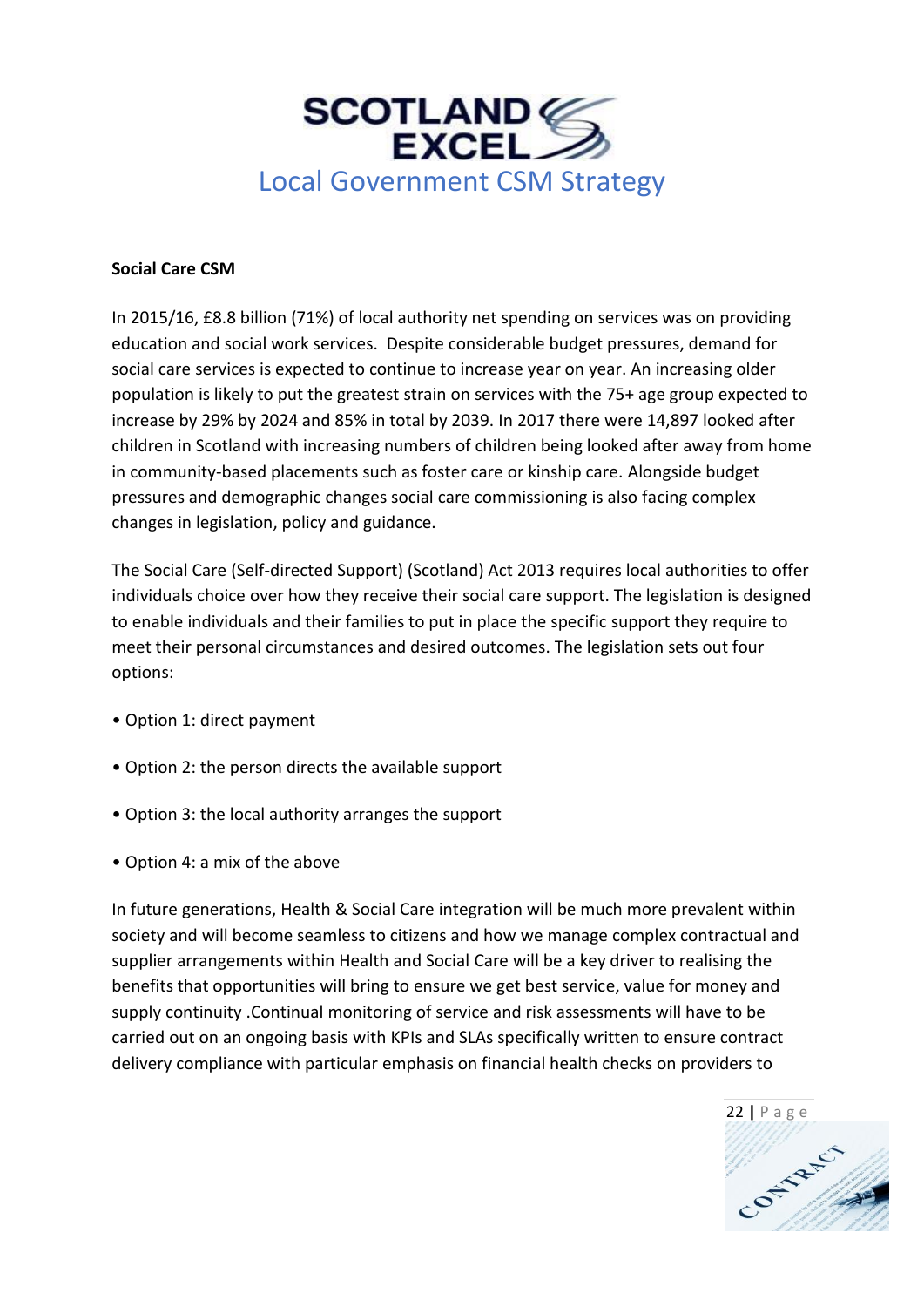**Social Care CSM**

In 2015/16, £8.8 billion (71%) of local authority net spending on services was on providing education and social work services. Despite considerable budget pressures, demand for social care services is expected to continue to increase year on year. An increasing older population is likely to put the greatest strain on services with the 75+ age group expected to increase by 29% by 2024 and 85% in total by 2039. In 2017 there were 14,897 looked after children in Scotland with increasing numbers of children being looked after away from home in community-based placements such as foster care or kinship care. Alongside budget pressures and demographic changes social care commissioning is also facing complex changes in legislation, policy and guidance.

The Social Care (Self-directed Support) (Scotland) Act 2013 requires local authorities to offer individuals choice over how they receive their social care support. The legislation is designed to enable individuals and their families to put in place the specific support they require to meet their personal circumstances and desired outcomes. The legislation sets out four options:

- Option 1: direct payment
- Option 2: the person directs the available support
- Option 3: the local authority arranges the support
- Option 4: a mix of the above

In future generations, Health & Social Care integration will be much more prevalent within society and will become seamless to citizens and how we manage complex contractual and supplier arrangements within Health and Social Care will be a key driver to realising the benefits that opportunities will bring to ensure we get best service, value for money and supply continuity .Continual monitoring of service and risk assessments will have to be carried out on an ongoing basis with KPIs and SLAs specifically written to ensure contract delivery compliance with particular emphasis on financial health checks on providers to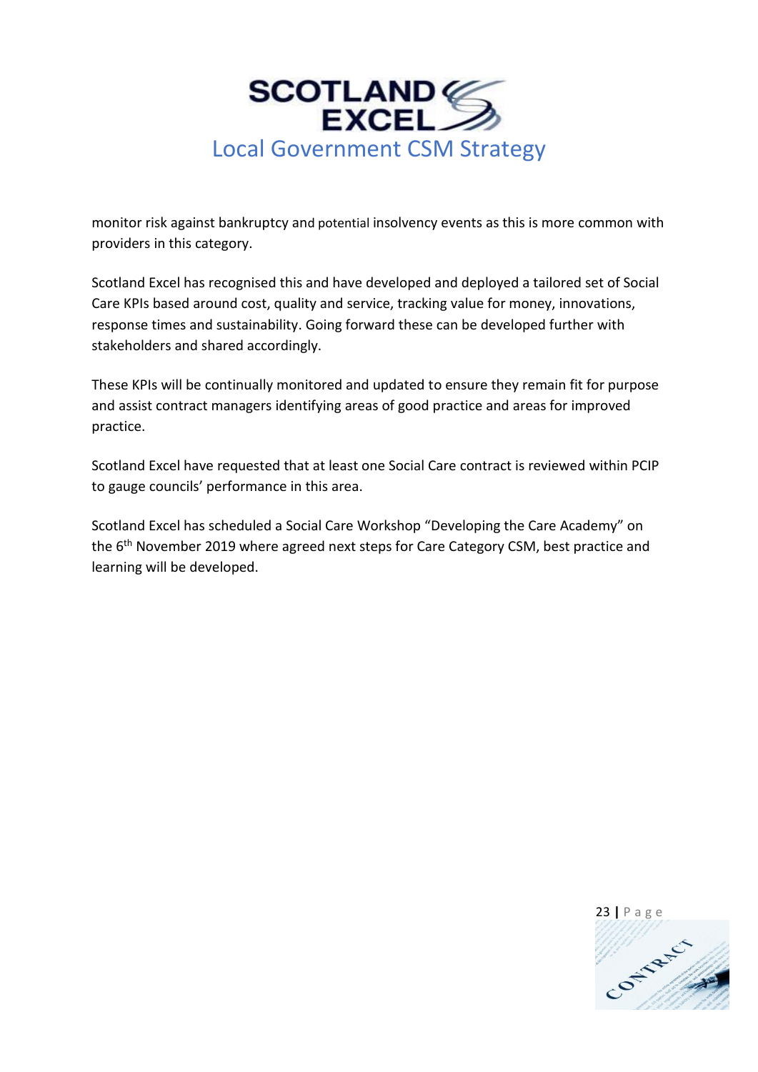monitor risk against bankruptcy and potential insolvency events as this is more common with providers in this category.

Scotland Excel has recognised this and have developed and deployed a tailored set of Social Care KPIs based around cost, quality and service, tracking value for money, innovations, response times and sustainability. Going forward these can be developed further with stakeholders and shared accordingly.

These KPIs will be continually monitored and updated to ensure they remain fit for purpose and assist contract managers identifying areas of good practice and areas for improved practice.

Scotland Excel have requested that at least one Social Care contract is reviewed within PCIP to gauge councils' performance in this area.

Scotland Excel has scheduled a Social Care Workshop "Developing the Care Academy" on the 6th November 2019 where agreed next steps for Care Category CSM, best practice and learning will be developed.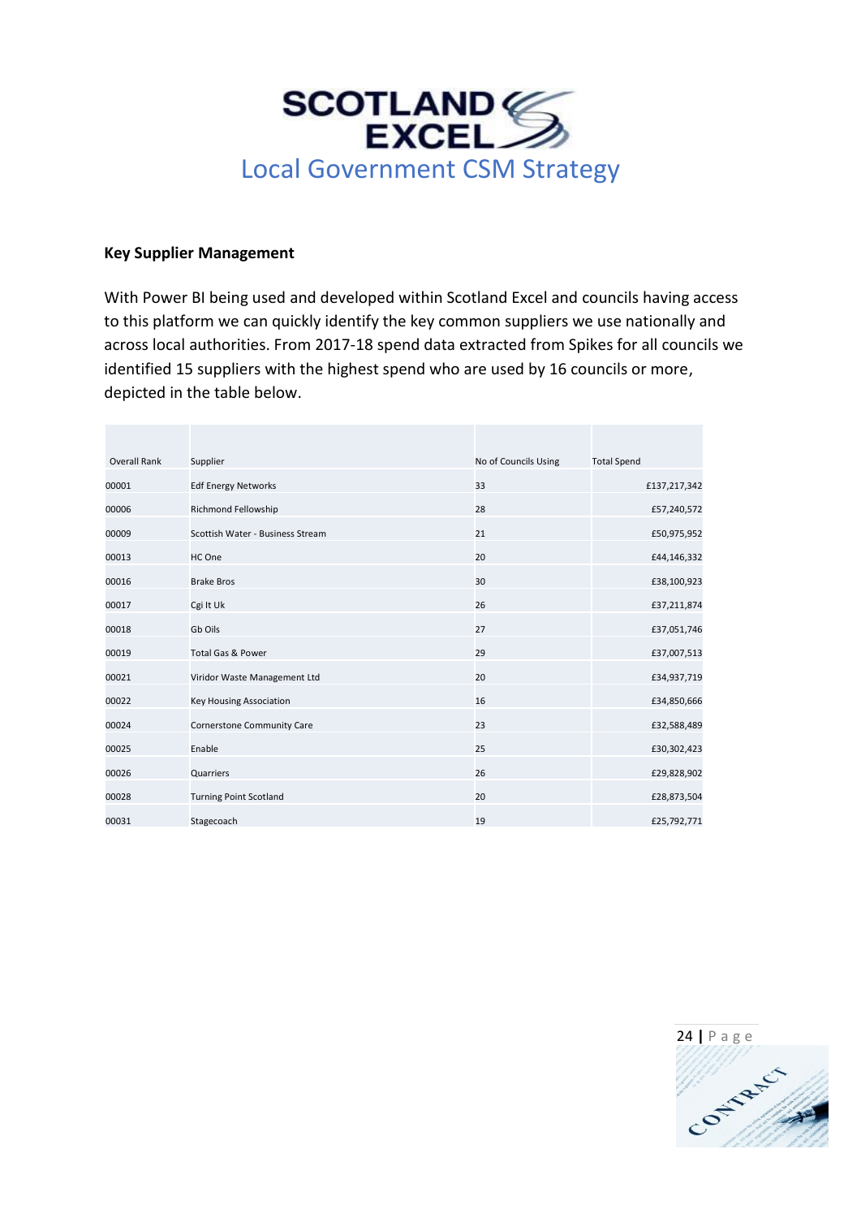**Key Supplier Management**

With Power BI being used and developed within Scotland Excel and councils having access to this platform we can quickly identify the key common suppliers we use nationally and across local authorities. From 2017-18 spend data extracted from Spikes for all councils we identified 15 suppliers with the highest spend who are used by 16 councils or more, depicted in the table below.

| Overall Rank | Supplier | No of Councils Using | Total Spend |
|---|---|---|---|
| 00001 | Edf Energy Networks | 33 | £137,217,342 |
| 00006 | Richmond Fellowship | 28 | £57,240,572 |
| 00009 | Scottish Water - Business Stream | 21 | £50,975,952 |
| 00013 | HC One | 20 | £44,146,332 |
| 00016 | Brake Bros | 30 | £38,100,923 |
| 00017 | Cgi It Uk | 26 | £37,211,874 |
| 00018 | Gb Oils | 27 | £37,051,746 |
| 00019 | Total Gas & Power | 29 | £37,007,513 |
| 00021 | Viridor Waste Management Ltd | 20 | £34,937,719 |
| 00022 | Key Housing Association | 16 | £34,850,666 |
| 00024 | Cornerstone Community Care | 23 | £32,588,489 |
| 00025 | Enable | 25 | £30,302,423 |
| 00026 | Quarriers | 26 | £29,828,902 |
| 00028 | Turning Point Scotland | 20 | £28,873,504 |
| 00031 | Stagecoach | 19 | £25,792,771 |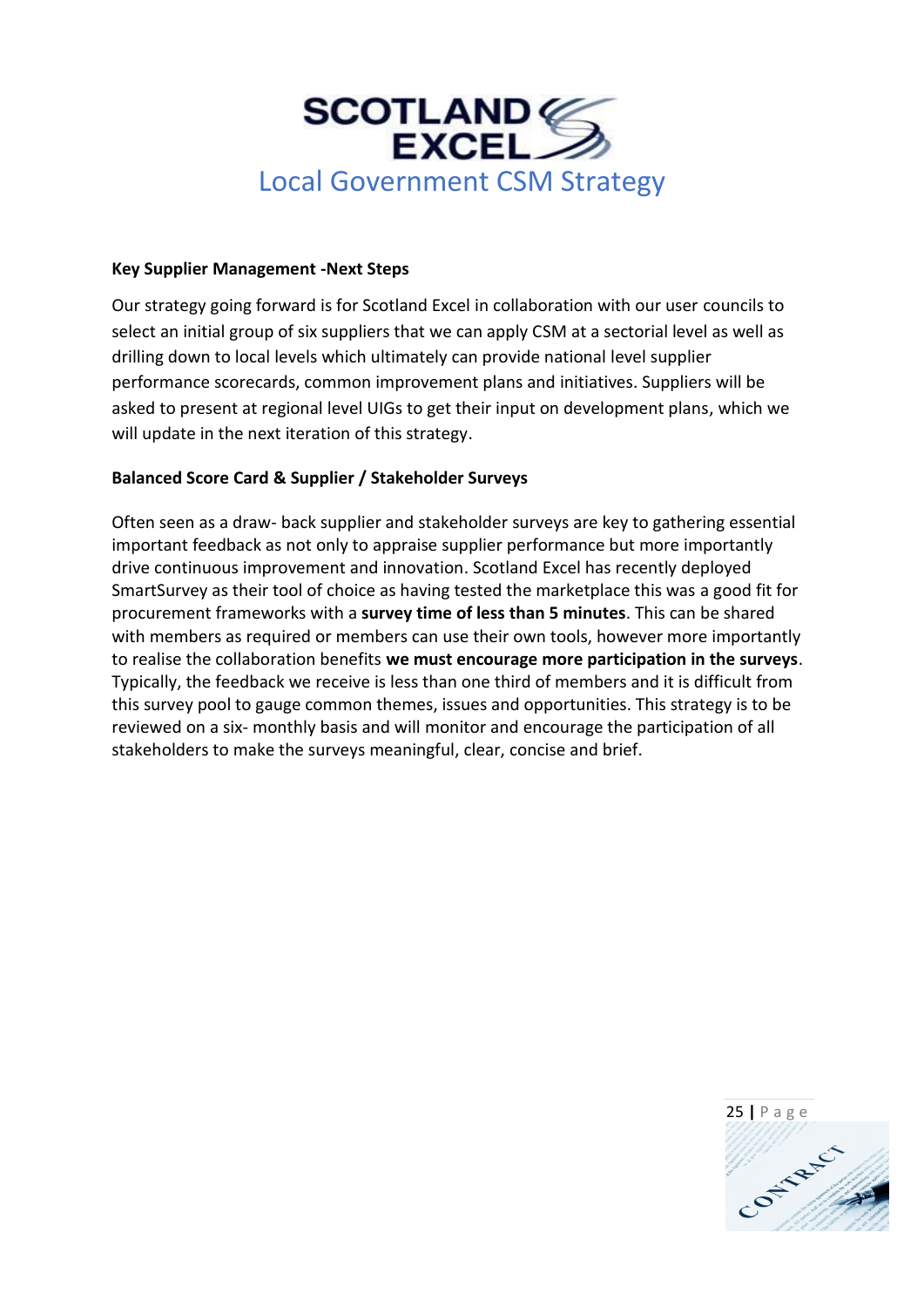**Key Supplier Management -Next Steps**

Our strategy going forward is for Scotland Excel in collaboration with our user councils to select an initial group of six suppliers that we can apply CSM at a sectorial level as well as drilling down to local levels which ultimately can provide national level supplier performance scorecards, common improvement plans and initiatives. Suppliers will be asked to present at regional level UIGs to get their input on development plans, which we will update in the next iteration of this strategy.

**Balanced Score Card & Supplier / Stakeholder Surveys**

Often seen as a draw- back supplier and stakeholder surveys are key to gathering essential important feedback as not only to appraise supplier performance but more importantly drive continuous improvement and innovation. Scotland Excel has recently deployed SmartSurvey as their tool of choice as having tested the marketplace this was a good fit for procurement frameworks with a **survey time of less than 5 minutes**. This can be shared with members as required or members can use their own tools, however more importantly to realise the collaboration benefits **we must encourage more participation in the surveys**. Typically, the feedback we receive is less than one third of members and it is difficult from this survey pool to gauge common themes, issues and opportunities. This strategy is to be reviewed on a six- monthly basis and will monitor and encourage the participation of all stakeholders to make the surveys meaningful, clear, concise and brief.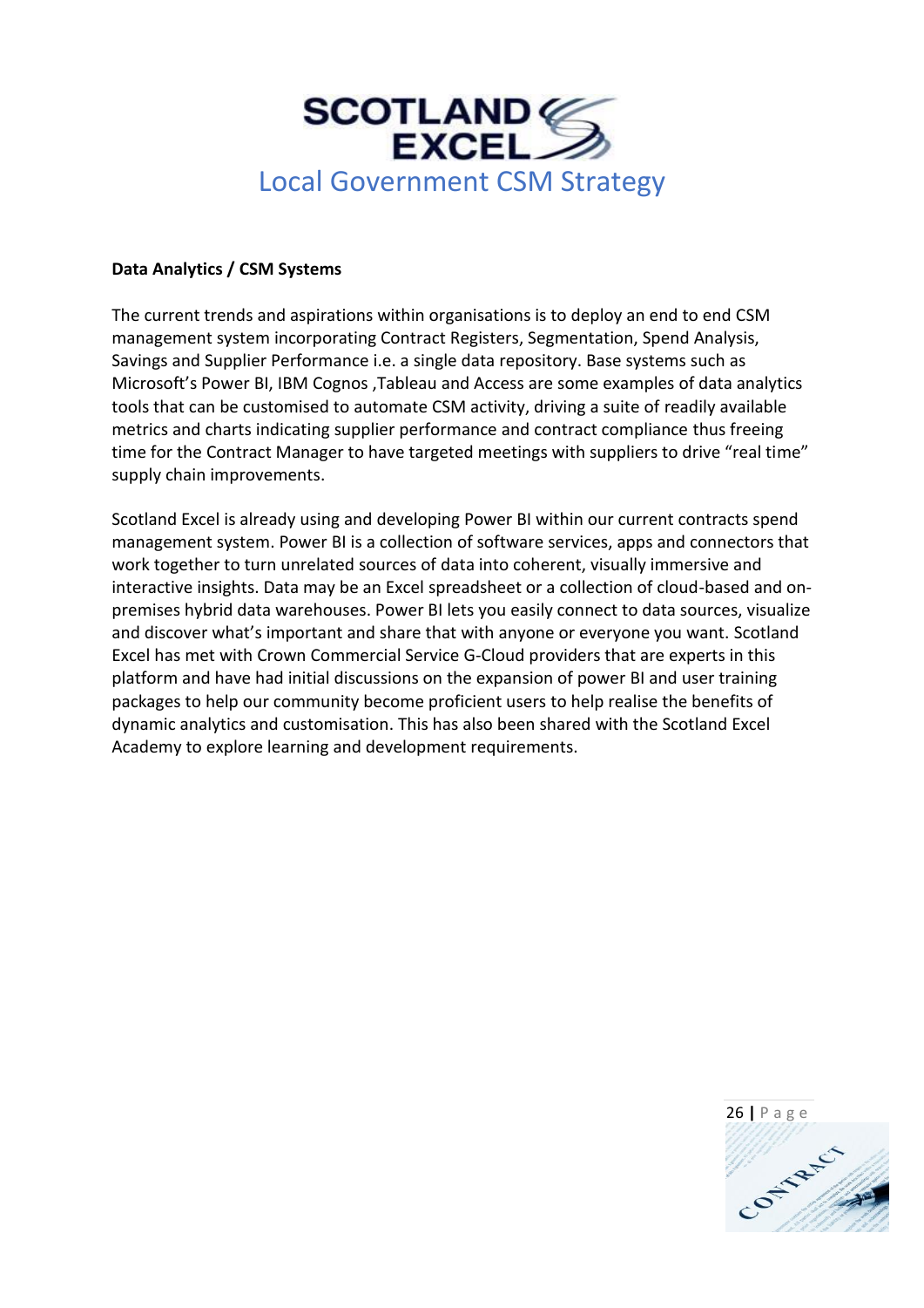**Data Analytics / CSM Systems**

The current trends and aspirations within organisations is to deploy an end to end CSM management system incorporating Contract Registers, Segmentation, Spend Analysis, Savings and Supplier Performance i.e. a single data repository. Base systems such as Microsoft's Power BI, IBM Cognos ,Tableau and Access are some examples of data analytics tools that can be customised to automate CSM activity, driving a suite of readily available metrics and charts indicating supplier performance and contract compliance thus freeing time for the Contract Manager to have targeted meetings with suppliers to drive "real time" supply chain improvements.

Scotland Excel is already using and developing Power BI within our current contracts spend management system. Power BI is a collection of software services, apps and connectors that work together to turn unrelated sources of data into coherent, visually immersive and interactive insights. Data may be an Excel spreadsheet or a collection of cloud-based and on-premises hybrid data warehouses. Power BI lets you easily connect to data sources, visualize and discover what's important and share that with anyone or everyone you want. Scotland Excel has met with Crown Commercial Service G-Cloud providers that are experts in this platform and have had initial discussions on the expansion of power BI and user training packages to help our community become proficient users to help realise the benefits of dynamic analytics and customisation. This has also been shared with the Scotland Excel Academy to explore learning and development requirements.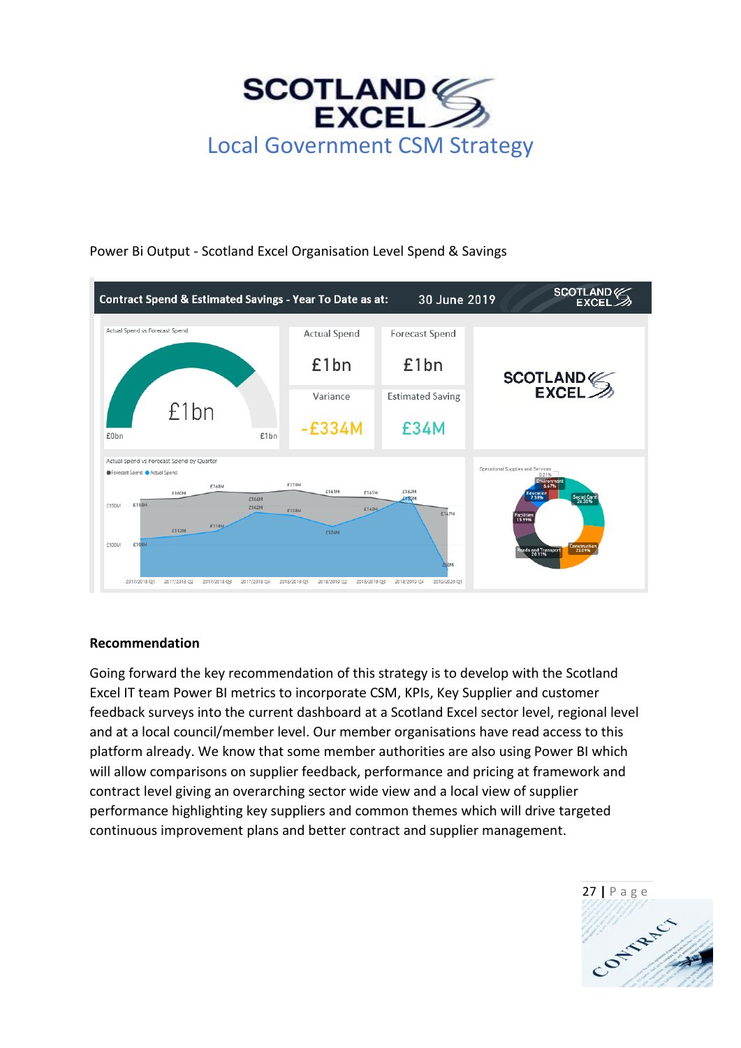# Local Government CSM Strategy

Power Bi Output - Scotland Excel Organisation Level Spend & Savings

**Contract Spend & Estimated Savings - Year To Date as at: 30 June 2019**

| Actual Spend | Forecast Spend |
| --- | --- |
| £1bn | £1bn |
| **Variance** | **Estimated Saving** |
| -£334M | £34M |

### Recommendation

Going forward the key recommendation of this strategy is to develop with the Scotland Excel IT team Power BI metrics to incorporate CSM, KPIs, Key Supplier and customer feedback surveys into the current dashboard at a Scotland Excel sector level, regional level and at a local council/member level. Our member organisations have read access to this platform already. We know that some member authorities are also using Power BI which will allow comparisons on supplier feedback, performance and pricing at framework and contract level giving an overarching sector wide view and a local view of supplier performance highlighting key suppliers and common themes which will drive targeted continuous improvement plans and better contract and supplier management.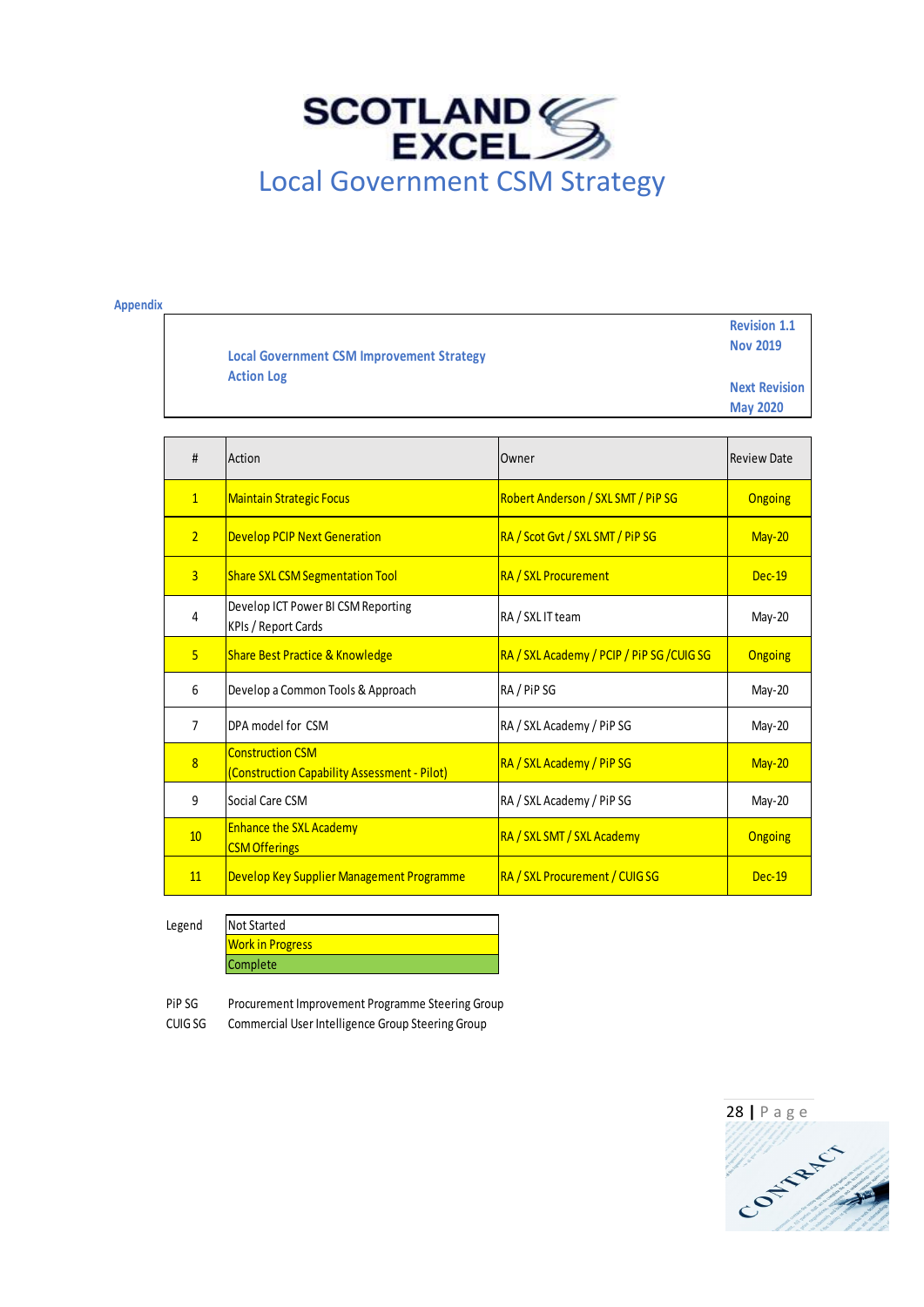# SCOTLAND EXCEL
## Local Government CSM Strategy

**Appendix**

| | |
|---|---|
| **Local Government CSM Improvement Strategy**<br>**Action Log** | **Revision 1.1**<br>**Nov 2019**<br><br>**Next Revision**<br>**May 2020** |

| # | Action | Owner | Review Date |
|---|---|---|---|
| 1 | Maintain Strategic Focus | Robert Anderson / SXL SMT / PiP SG | Ongoing |
| 2 | Develop PCIP Next Generation | RA / Scot Gvt / SXL SMT / PiP SG | May-20 |
| 3 | Share SXL CSM Segmentation Tool | RA / SXL Procurement | Dec-19 |
| 4 | Develop ICT Power BI CSM Reporting KPIs / Report Cards | RA / SXL IT team | May-20 |
| 5 | Share Best Practice & Knowledge | RA / SXL Academy / PCIP / PiP SG /CUIG SG | Ongoing |
| 6 | Develop a Common Tools & Approach | RA / PiP SG | May-20 |
| 7 | DPA model for CSM | RA / SXL Academy / PiP SG | May-20 |
| 8 | Construction CSM (Construction Capability Assessment - Pilot) | RA / SXL Academy / PiP SG | May-20 |
| 9 | Social Care CSM | RA / SXL Academy / PiP SG | May-20 |
| 10 | Enhance the SXL Academy CSM Offerings | RA / SXL SMT / SXL Academy | Ongoing |
| 11 | Develop Key Supplier Management Programme | RA / SXL Procurement / CUIG SG | Dec-19 |

Legend
- Not Started
- Work in Progress
- Complete

PiP SG — Procurement Improvement Programme Steering Group
CUIG SG — Commercial User Intelligence Group Steering Group